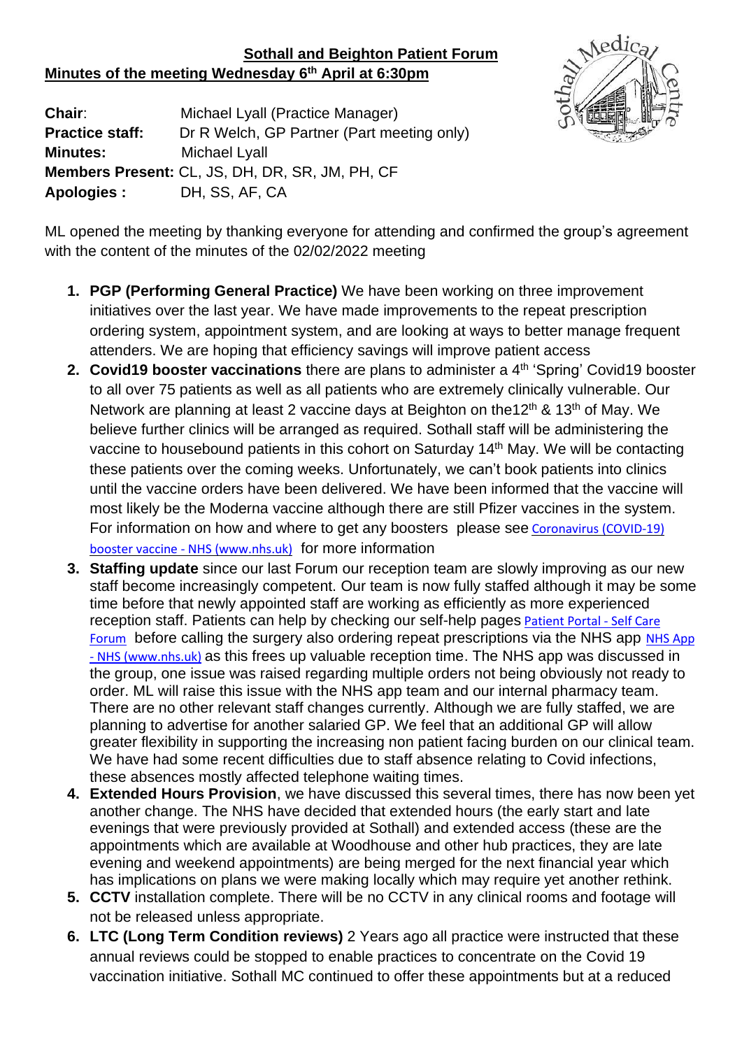**Sothall and Beighton Patient Forum**

**Minutes of the meeting Wednesday 6th April at 6:30pm**

**Chair**: Michael Lyall (Practice Manager)
**Practice staff:** Dr R Welch, GP Partner (Part meeting only)
**Minutes:** Michael Lyall
**Members Present:** CL, JS, DH, DR, SR, JM, PH, CF
**Apologies :** DH, SS, AF, CA

ML opened the meeting by thanking everyone for attending and confirmed the group's agreement with the content of the minutes of the 02/02/2022 meeting

1. **PGP (Performing General Practice)** We have been working on three improvement initiatives over the last year. We have made improvements to the repeat prescription ordering system, appointment system, and are looking at ways to better manage frequent attenders. We are hoping that efficiency savings will improve patient access
2. **Covid19 booster vaccinations** there are plans to administer a 4th 'Spring' Covid19 booster to all over 75 patients as well as all patients who are extremely clinically vulnerable. Our Network are planning at least 2 vaccine days at Beighton on the12th & 13th of May. We believe further clinics will be arranged as required. Sothall staff will be administering the vaccine to housebound patients in this cohort on Saturday 14th May. We will be contacting these patients over the coming weeks. Unfortunately, we can't book patients into clinics until the vaccine orders have been delivered. We have been informed that the vaccine will most likely be the Moderna vaccine although there are still Pfizer vaccines in the system. For information on how and where to get any boosters please see Coronavirus (COVID-19) booster vaccine - NHS (www.nhs.uk) for more information
3. **Staffing update** since our last Forum our reception team are slowly improving as our new staff become increasingly competent. Our team is now fully staffed although it may be some time before that newly appointed staff are working as efficiently as more experienced reception staff. Patients can help by checking our self-help pages Patient Portal - Self Care Forum before calling the surgery also ordering repeat prescriptions via the NHS app NHS App - NHS (www.nhs.uk) as this frees up valuable reception time. The NHS app was discussed in the group, one issue was raised regarding multiple orders not being obviously not ready to order. ML will raise this issue with the NHS app team and our internal pharmacy team. There are no other relevant staff changes currently. Although we are fully staffed, we are planning to advertise for another salaried GP. We feel that an additional GP will allow greater flexibility in supporting the increasing non patient facing burden on our clinical team. We have had some recent difficulties due to staff absence relating to Covid infections, these absences mostly affected telephone waiting times.
4. **Extended Hours Provision**, we have discussed this several times, there has now been yet another change. The NHS have decided that extended hours (the early start and late evenings that were previously provided at Sothall) and extended access (these are the appointments which are available at Woodhouse and other hub practices, they are late evening and weekend appointments) are being merged for the next financial year which has implications on plans we were making locally which may require yet another rethink.
5. **CCTV** installation complete. There will be no CCTV in any clinical rooms and footage will not be released unless appropriate.
6. **LTC (Long Term Condition reviews)** 2 Years ago all practice were instructed that these annual reviews could be stopped to enable practices to concentrate on the Covid 19 vaccination initiative. Sothall MC continued to offer these appointments but at a reduced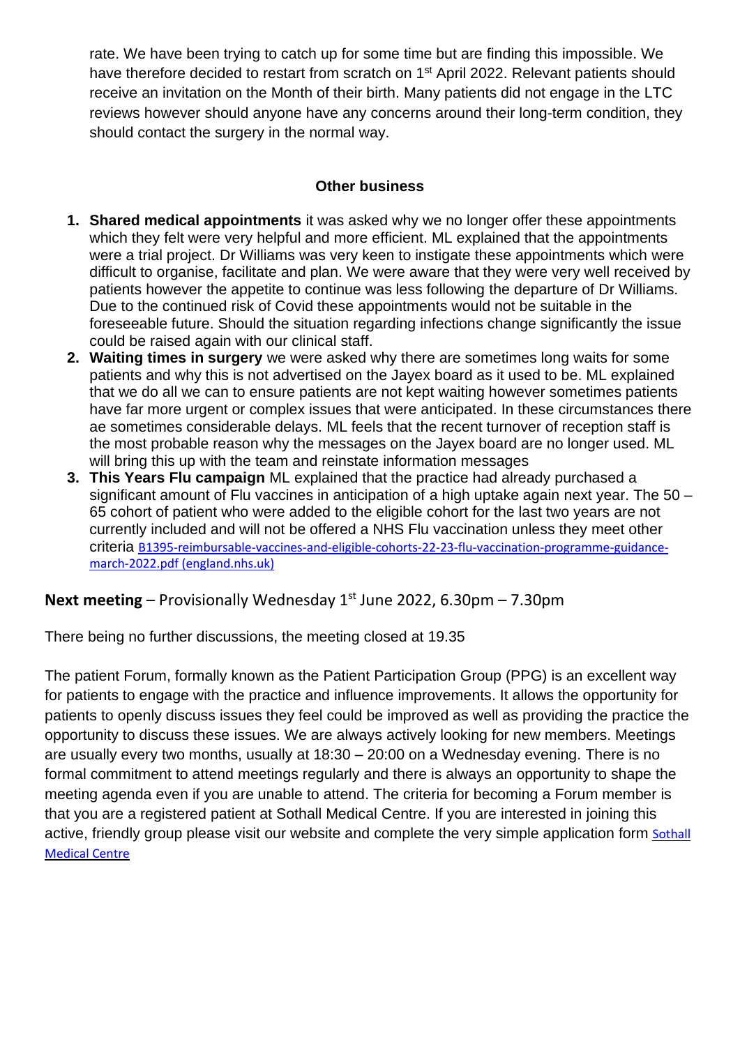rate. We have been trying to catch up for some time but are finding this impossible. We have therefore decided to restart from scratch on 1st April 2022. Relevant patients should receive an invitation on the Month of their birth. Many patients did not engage in the LTC reviews however should anyone have any concerns around their long-term condition, they should contact the surgery in the normal way.

**Other business**

1. **Shared medical appointments** it was asked why we no longer offer these appointments which they felt were very helpful and more efficient. ML explained that the appointments were a trial project. Dr Williams was very keen to instigate these appointments which were difficult to organise, facilitate and plan. We were aware that they were very well received by patients however the appetite to continue was less following the departure of Dr Williams. Due to the continued risk of Covid these appointments would not be suitable in the foreseeable future. Should the situation regarding infections change significantly the issue could be raised again with our clinical staff.
2. **Waiting times in surgery** we were asked why there are sometimes long waits for some patients and why this is not advertised on the Jayex board as it used to be. ML explained that we do all we can to ensure patients are not kept waiting however sometimes patients have far more urgent or complex issues that were anticipated. In these circumstances there ae sometimes considerable delays. ML feels that the recent turnover of reception staff is the most probable reason why the messages on the Jayex board are no longer used. ML will bring this up with the team and reinstate information messages
3. **This Years Flu campaign** ML explained that the practice had already purchased a significant amount of Flu vaccines in anticipation of a high uptake again next year. The 50 – 65 cohort of patient who were added to the eligible cohort for the last two years are not currently included and will not be offered a NHS Flu vaccination unless they meet other criteria B1395-reimbursable-vaccines-and-eligible-cohorts-22-23-flu-vaccination-programme-guidance-march-2022.pdf (england.nhs.uk)

**Next meeting** – Provisionally Wednesday 1st June 2022, 6.30pm – 7.30pm

There being no further discussions, the meeting closed at 19.35

The patient Forum, formally known as the Patient Participation Group (PPG) is an excellent way for patients to engage with the practice and influence improvements. It allows the opportunity for patients to openly discuss issues they feel could be improved as well as providing the practice the opportunity to discuss these issues. We are always actively looking for new members. Meetings are usually every two months, usually at 18:30 – 20:00 on a Wednesday evening. There is no formal commitment to attend meetings regularly and there is always an opportunity to shape the meeting agenda even if you are unable to attend. The criteria for becoming a Forum member is that you are a registered patient at Sothall Medical Centre. If you are interested in joining this active, friendly group please visit our website and complete the very simple application form Sothall Medical Centre